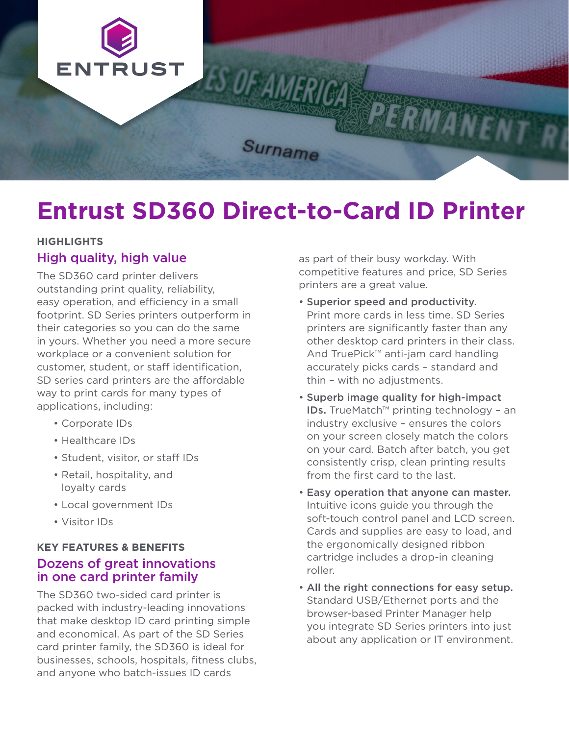# Entrust SD360 Direct-to-Card ID Printer

**HIGHLIGHTS**

## High quality, high value

The SD360 card printer delivers outstanding print quality, reliability, easy operation, and efficiency in a small footprint. SD Series printers outperform in their categories so you can do the same in yours. Whether you need a more secure workplace or a convenient solution for customer, student, or staff identification, SD series card printers are the affordable way to print cards for many types of applications, including:

- Corporate IDs
- Healthcare IDs
- Student, visitor, or staff IDs
- Retail, hospitality, and loyalty cards
- Local government IDs
- Visitor IDs

**KEY FEATURES & BENEFITS**

## Dozens of great innovations in one card printer family

The SD360 two-sided card printer is packed with industry-leading innovations that make desktop ID card printing simple and economical. As part of the SD Series card printer family, the SD360 is ideal for businesses, schools, hospitals, fitness clubs, and anyone who batch-issues ID cards as part of their busy workday. With competitive features and price, SD Series printers are a great value.

- **Superior speed and productivity.** Print more cards in less time. SD Series printers are significantly faster than any other desktop card printers in their class. And TruePick™ anti-jam card handling accurately picks cards – standard and thin – with no adjustments.
- **Superb image quality for high-impact IDs.** TrueMatch™ printing technology – an industry exclusive – ensures the colors on your screen closely match the colors on your card. Batch after batch, you get consistently crisp, clean printing results from the first card to the last.
- **Easy operation that anyone can master.** Intuitive icons guide you through the soft-touch control panel and LCD screen. Cards and supplies are easy to load, and the ergonomically designed ribbon cartridge includes a drop-in cleaning roller.
- **All the right connections for easy setup.** Standard USB/Ethernet ports and the browser-based Printer Manager help you integrate SD Series printers into just about any application or IT environment.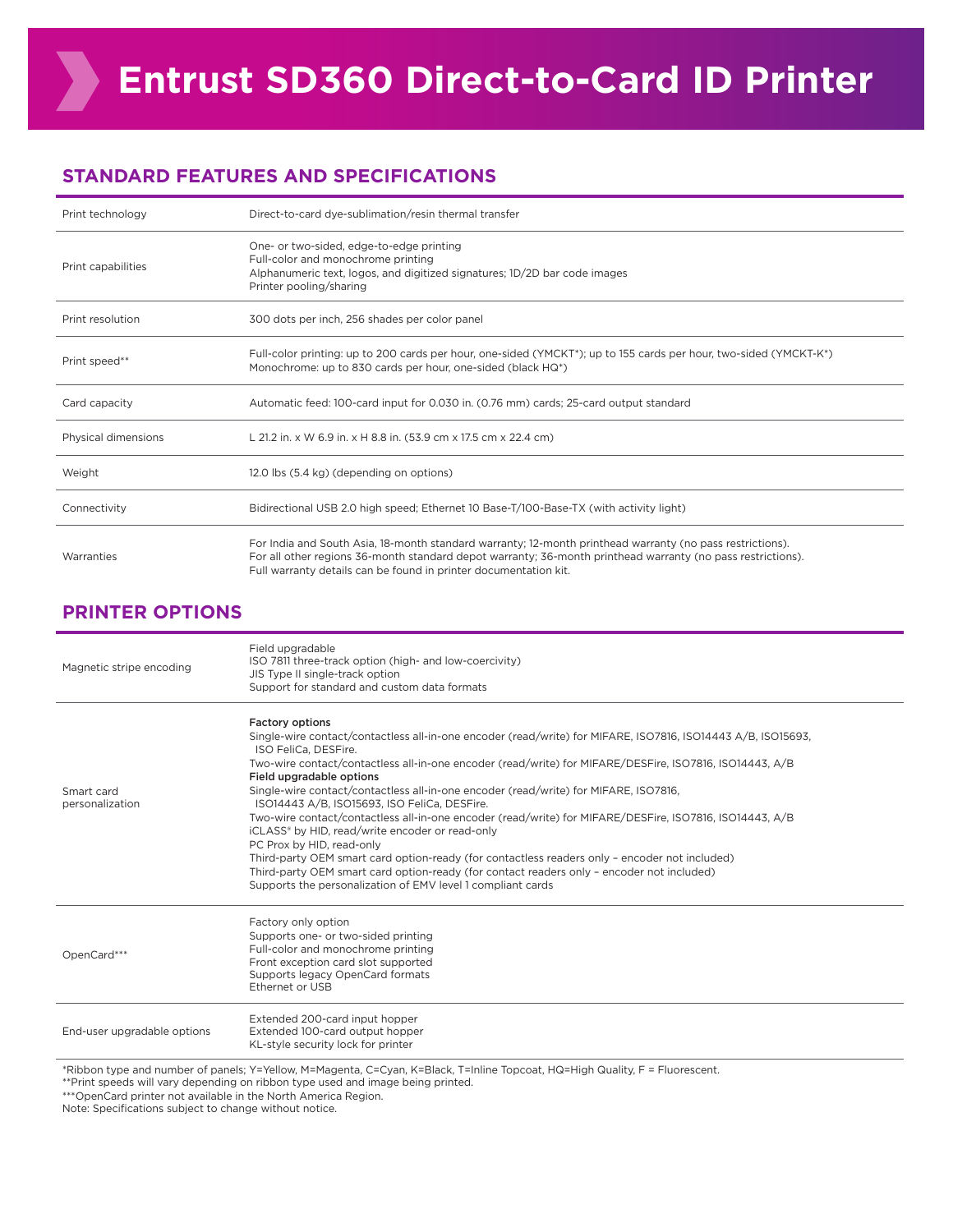# Entrust SD360 Direct-to-Card ID Printer

## STANDARD FEATURES AND SPECIFICATIONS

| | |
|---|---|
| Print technology | Direct-to-card dye-sublimation/resin thermal transfer |
| Print capabilities | One- or two-sided, edge-to-edge printing<br>Full-color and monochrome printing<br>Alphanumeric text, logos, and digitized signatures; 1D/2D bar code images<br>Printer pooling/sharing |
| Print resolution | 300 dots per inch, 256 shades per color panel |
| Print speed** | Full-color printing: up to 200 cards per hour, one-sided (YMCKT*); up to 155 cards per hour, two-sided (YMCKT-K*)<br>Monochrome: up to 830 cards per hour, one-sided (black HQ*) |
| Card capacity | Automatic feed: 100-card input for 0.030 in. (0.76 mm) cards; 25-card output standard |
| Physical dimensions | L 21.2 in. x W 6.9 in. x H 8.8 in. (53.9 cm x 17.5 cm x 22.4 cm) |
| Weight | 12.0 lbs (5.4 kg) (depending on options) |
| Connectivity | Bidirectional USB 2.0 high speed; Ethernet 10 Base-T/100-Base-TX (with activity light) |
| Warranties | For India and South Asia, 18-month standard warranty; 12-month printhead warranty (no pass restrictions).<br>For all other regions 36-month standard depot warranty; 36-month printhead warranty (no pass restrictions).<br>Full warranty details can be found in printer documentation kit. |

## PRINTER OPTIONS

| | |
|---|---|
| Magnetic stripe encoding | Field upgradable<br>ISO 7811 three-track option (high- and low-coercivity)<br>JIS Type II single-track option<br>Support for standard and custom data formats |
| Smart card personalization | **Factory options**<br>Single-wire contact/contactless all-in-one encoder (read/write) for MIFARE, ISO7816, ISO14443 A/B, ISO15693, ISO FeliCa, DESFire.<br>Two-wire contact/contactless all-in-one encoder (read/write) for MIFARE/DESFire, ISO7816, ISO14443, A/B<br>**Field upgradable options**<br>Single-wire contact/contactless all-in-one encoder (read/write) for MIFARE, ISO7816, ISO14443 A/B, ISO15693, ISO FeliCa, DESFire.<br>Two-wire contact/contactless all-in-one encoder (read/write) for MIFARE/DESFire, ISO7816, ISO14443, A/B<br>iCLASS® by HID, read/write encoder or read-only<br>PC Prox by HID, read-only<br>Third-party OEM smart card option-ready (for contactless readers only – encoder not included)<br>Third-party OEM smart card option-ready (for contact readers only – encoder not included)<br>Supports the personalization of EMV level 1 compliant cards |
| OpenCard*** | Factory only option<br>Supports one- or two-sided printing<br>Full-color and monochrome printing<br>Front exception card slot supported<br>Supports legacy OpenCard formats<br>Ethernet or USB |
| End-user upgradable options | Extended 200-card input hopper<br>Extended 100-card output hopper<br>KL-style security lock for printer |

*Ribbon type and number of panels; Y=Yellow, M=Magenta, C=Cyan, K=Black, T=Inline Topcoat, HQ=High Quality, F = Fluorescent.
**Print speeds will vary depending on ribbon type used and image being printed.
***OpenCard printer not available in the North America Region.
Note: Specifications subject to change without notice.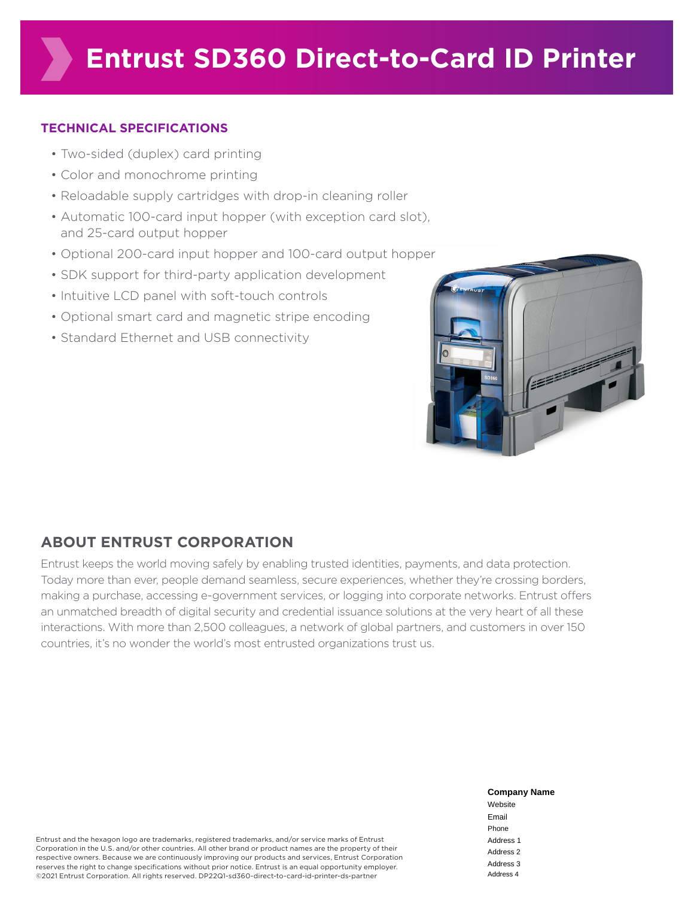# Entrust SD360 Direct-to-Card ID Printer

## TECHNICAL SPECIFICATIONS

- Two-sided (duplex) card printing
- Color and monochrome printing
- Reloadable supply cartridges with drop-in cleaning roller
- Automatic 100-card input hopper (with exception card slot), and 25-card output hopper
- Optional 200-card input hopper and 100-card output hopper
- SDK support for third-party application development
- Intuitive LCD panel with soft-touch controls
- Optional smart card and magnetic stripe encoding
- Standard Ethernet and USB connectivity

## ABOUT ENTRUST CORPORATION

Entrust keeps the world moving safely by enabling trusted identities, payments, and data protection. Today more than ever, people demand seamless, secure experiences, whether they're crossing borders, making a purchase, accessing e-government services, or logging into corporate networks. Entrust offers an unmatched breadth of digital security and credential issuance solutions at the very heart of all these interactions. With more than 2,500 colleagues, a network of global partners, and customers in over 150 countries, it's no wonder the world's most entrusted organizations trust us.

Entrust and the hexagon logo are trademarks, registered trademarks, and/or service marks of Entrust Corporation in the U.S. and/or other countries. All other brand or product names are the property of their respective owners. Because we are continuously improving our products and services, Entrust Corporation reserves the right to change specifications without prior notice. Entrust is an equal opportunity employer. ©2021 Entrust Corporation. All rights reserved. DP22Q1-sd360-direct-to-card-id-printer-ds-partner

**Company Name**
Website
Email
Phone
Address 1
Address 2
Address 3
Address 4